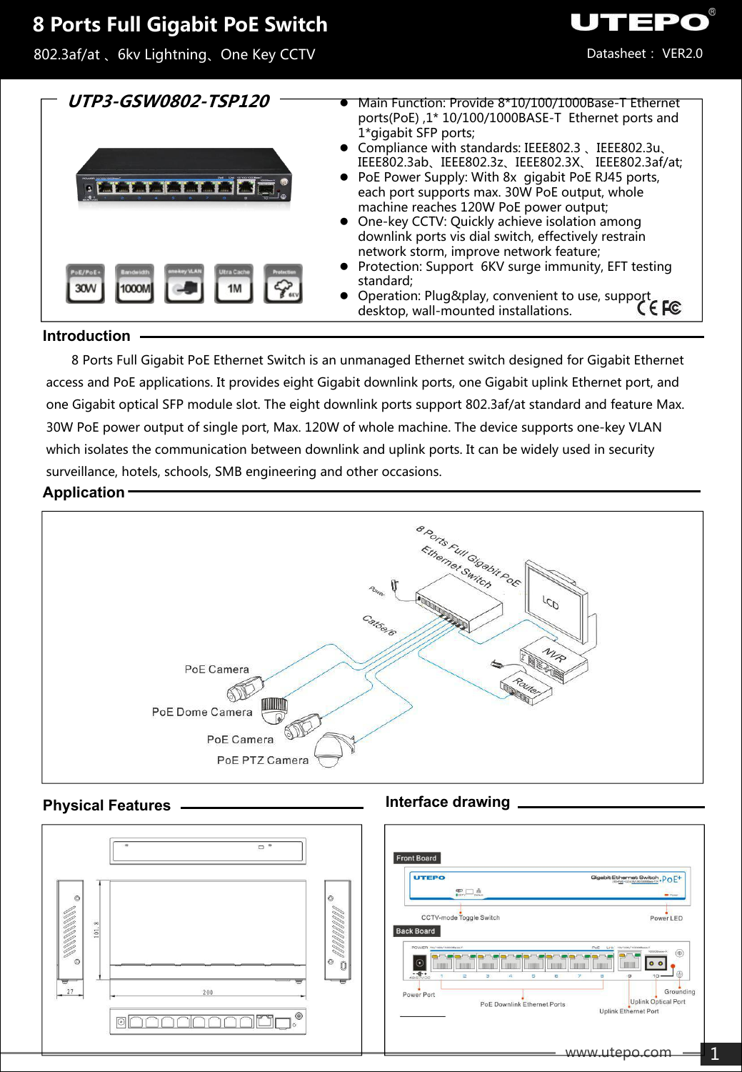# 8 Ports Full Gigabit PoE Switch

802.3af/at 、6kv Lightning、One Key CCTV

Datasheet： VER2.0

## UTP3-GSW0802-TSP120

- Main Function: Provide 8*10/100/1000Base-T Ethernet ports(PoE) ,1* 10/100/1000BASE-T Ethernet ports and 1*gigabit SFP ports;
- Compliance with standards: IEEE802.3 、IEEE802.3u、IEEE802.3ab、IEEE802.3z、IEEE802.3X、 IEEE802.3af/at;
- PoE Power Supply: With 8x gigabit PoE RJ45 ports, each port supports max. 30W PoE output, whole machine reaches 120W PoE power output;
- One-key CCTV: Quickly achieve isolation among downlink ports vis dial switch, effectively restrain network storm, improve network feature;
- Protection: Support 6KV surge immunity, EFT testing standard;
- Operation: Plug&play, convenient to use, support desktop, wall-mounted installations.

## Introduction

8 Ports Full Gigabit PoE Ethernet Switch is an unmanaged Ethernet switch designed for Gigabit Ethernet access and PoE applications. It provides eight Gigabit downlink ports, one Gigabit uplink Ethernet port, and one Gigabit optical SFP module slot. The eight downlink ports support 802.3af/at standard and feature Max. 30W PoE power output of single port, Max. 120W of whole machine. The device supports one-key VLAN which isolates the communication between downlink and uplink ports. It can be widely used in security surveillance, hotels, schools, SMB engineering and other occasions.

## Application

## Physical Features

## Interface drawing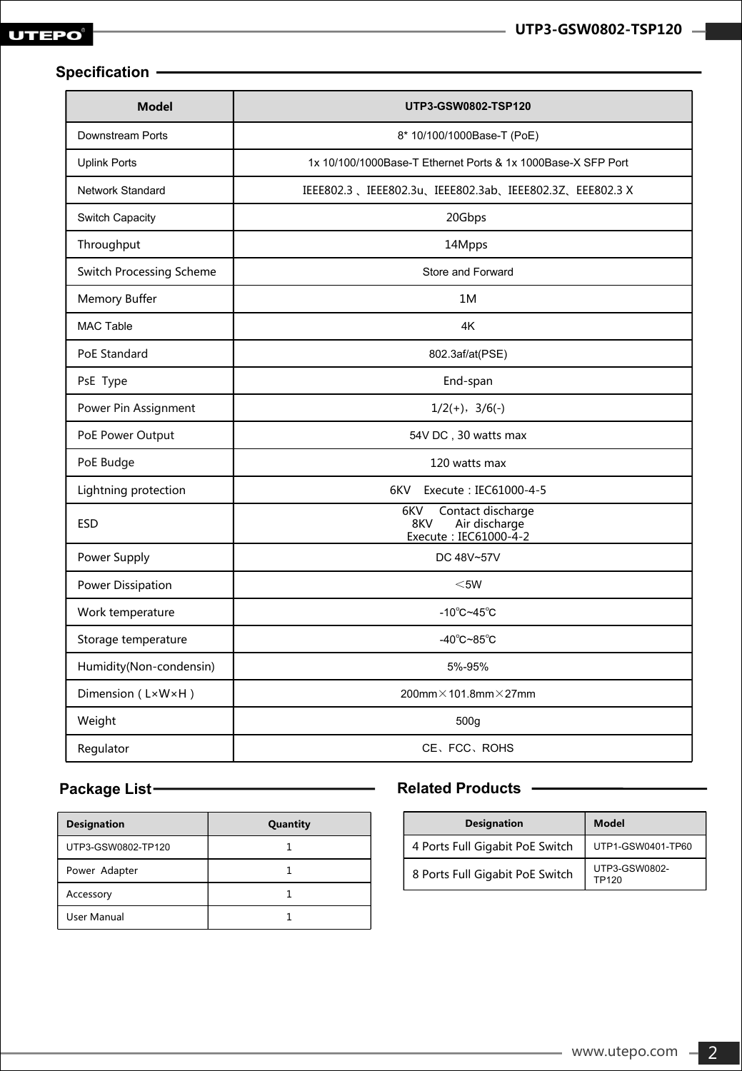## Specification

| Model | UTP3-GSW0802-TSP120 |
|---|---|
| Downstream Ports | 8* 10/100/1000Base-T (PoE) |
| Uplink Ports | 1x 10/100/1000Base-T Ethernet Ports & 1x 1000Base-X SFP Port |
| Network Standard | IEEE802.3 、IEEE802.3u、IEEE802.3ab、IEEE802.3Z、EEE802.3 X |
| Switch Capacity | 20Gbps |
| Throughput | 14Mpps |
| Switch Processing Scheme | Store and Forward |
| Memory Buffer | 1M |
| MAC Table | 4K |
| PoE Standard | 802.3af/at(PSE) |
| PsE Type | End-span |
| Power Pin Assignment | 1/2(+)，3/6(-) |
| PoE Power Output | 54V DC , 30 watts max |
| PoE Budge | 120 watts max |
| Lightning protection | 6KV Execute：IEC61000-4-5 |
| ESD | 6KV Contact discharge<br>8KV Air discharge<br>Execute：IEC61000-4-2 |
| Power Supply | DC 48V~57V |
| Power Dissipation | ＜5W |
| Work temperature | -10℃~45℃ |
| Storage temperature | -40℃~85℃ |
| Humidity(Non-condensin) | 5%-95% |
| Dimension（L×W×H） | 200mm×101.8mm×27mm |
| Weight | 500g |
| Regulator | CE、FCC、ROHS |

## Package List

| Designation | Quantity |
|---|---|
| UTP3-GSW0802-TP120 | 1 |
| Power Adapter | 1 |
| Accessory | 1 |
| User Manual | 1 |

## Related Products

| Designation | Model |
|---|---|
| 4 Ports Full Gigabit PoE Switch | UTP1-GSW0401-TP60 |
| 8 Ports Full Gigabit PoE Switch | UTP3-GSW0802-TP120 |